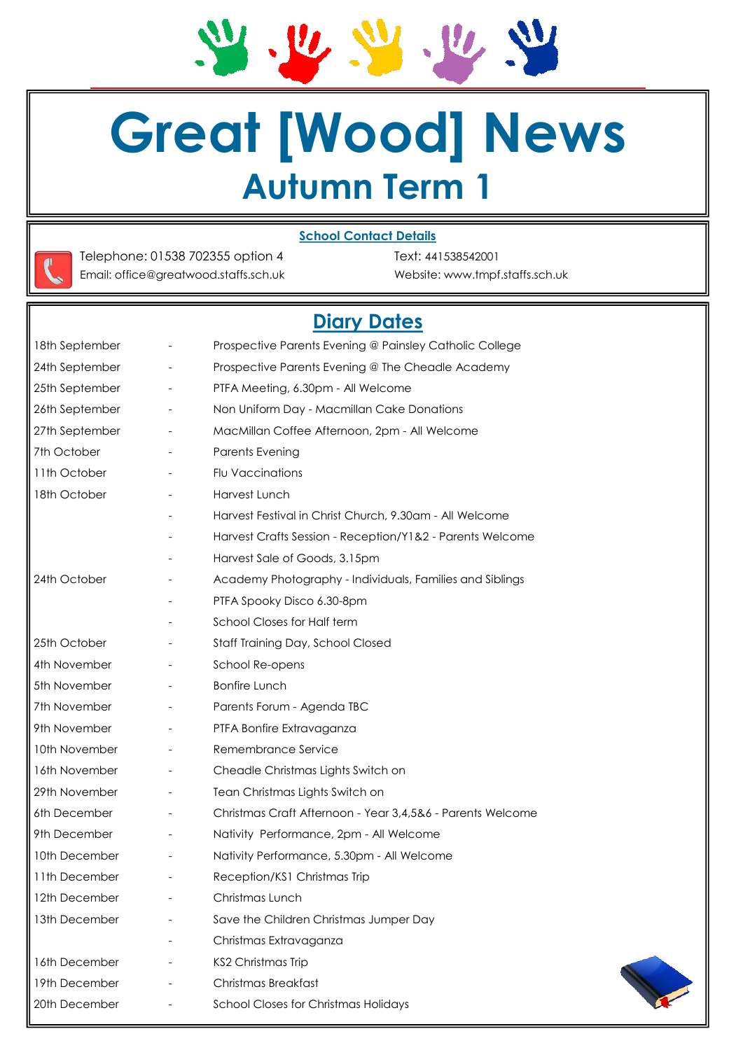# Great [Wood] News

## Autumn Term 1

**School Contact Details**

Telephone: 01538 702355 option 4
Email: office@greatwood.staffs.sch.uk

Text: 441538542001
Website: www.tmpf.staffs.sch.uk

## Diary Dates

| | | |
|---|---|---|
| 18th September | - | Prospective Parents Evening @ Painsley Catholic College |
| 24th September | - | Prospective Parents Evening @ The Cheadle Academy |
| 25th September | - | PTFA Meeting, 6.30pm - All Welcome |
| 26th September | - | Non Uniform Day - Macmillan Cake Donations |
| 27th September | - | MacMillan Coffee Afternoon, 2pm - All Welcome |
| 7th October | - | Parents Evening |
| 11th October | - | Flu Vaccinations |
| 18th October | - | Harvest Lunch |
| | - | Harvest Festival in Christ Church, 9.30am - All Welcome |
| | - | Harvest Crafts Session - Reception/Y1&2 - Parents Welcome |
| | - | Harvest Sale of Goods, 3.15pm |
| 24th October | - | Academy Photography - Individuals, Families and Siblings |
| | - | PTFA Spooky Disco 6.30-8pm |
| | - | School Closes for Half term |
| 25th October | - | Staff Training Day, School Closed |
| 4th November | - | School Re-opens |
| 5th November | - | Bonfire Lunch |
| 7th November | - | Parents Forum - Agenda TBC |
| 9th November | - | PTFA Bonfire Extravaganza |
| 10th November | - | Remembrance Service |
| 16th November | - | Cheadle Christmas Lights Switch on |
| 29th November | - | Tean Christmas Lights Switch on |
| 6th December | - | Christmas Craft Afternoon - Year 3,4,5&6 - Parents Welcome |
| 9th December | - | Nativity Performance, 2pm - All Welcome |
| 10th December | - | Nativity Performance, 5.30pm - All Welcome |
| 11th December | - | Reception/KS1 Christmas Trip |
| 12th December | - | Christmas Lunch |
| 13th December | - | Save the Children Christmas Jumper Day |
| | - | Christmas Extravaganza |
| 16th December | - | KS2 Christmas Trip |
| 19th December | - | Christmas Breakfast |
| 20th December | - | School Closes for Christmas Holidays |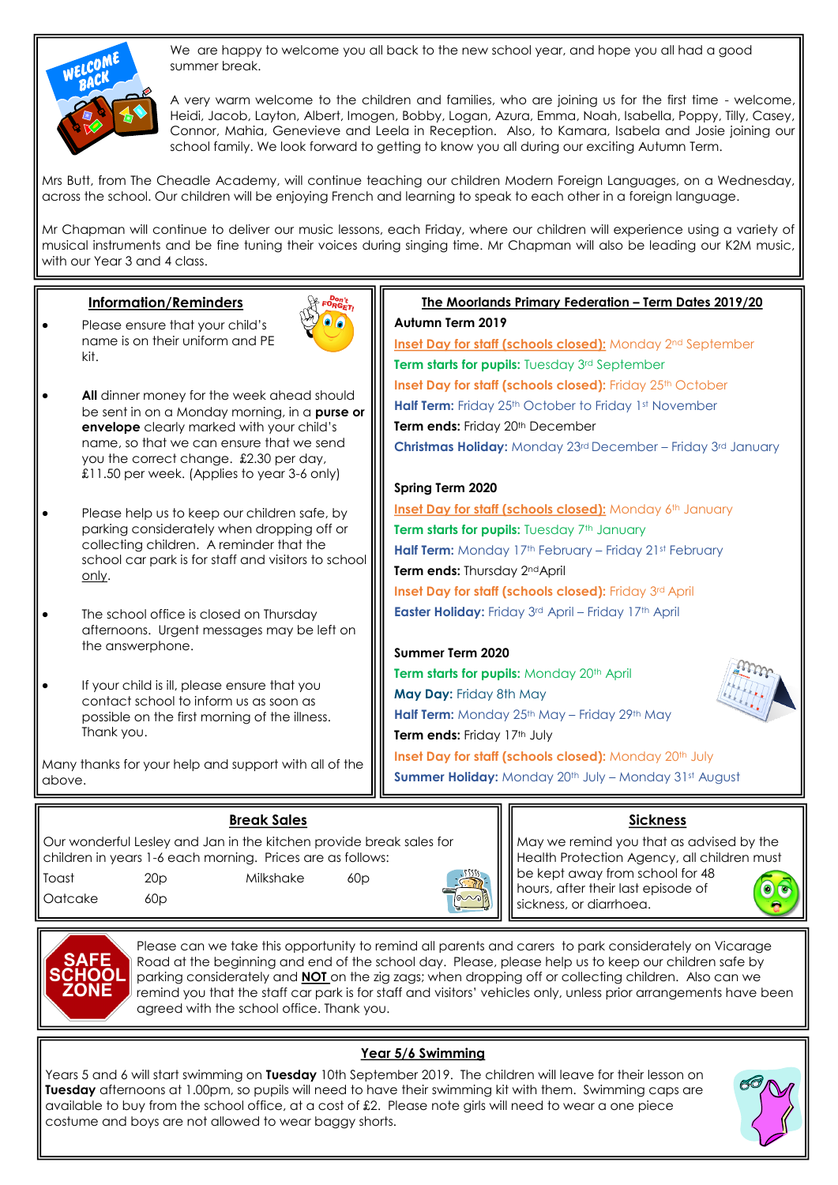We are happy to welcome you all back to the new school year, and hope you all had a good summer break.

A very warm welcome to the children and families, who are joining us for the first time - welcome, Heidi, Jacob, Layton, Albert, Imogen, Bobby, Logan, Azura, Emma, Noah, Isabella, Poppy, Tilly, Casey, Connor, Mahia, Genevieve and Leela in Reception. Also, to Kamara, Isabela and Josie joining our school family. We look forward to getting to know you all during our exciting Autumn Term.

Mrs Butt, from The Cheadle Academy, will continue teaching our children Modern Foreign Languages, on a Wednesday, across the school. Our children will be enjoying French and learning to speak to each other in a foreign language.

Mr Chapman will continue to deliver our music lessons, each Friday, where our children will experience using a variety of musical instruments and be fine tuning their voices during singing time. Mr Chapman will also be leading our K2M music, with our Year 3 and 4 class.

## Information/Reminders

- Please ensure that your child's name is on their uniform and PE kit.
- **All** dinner money for the week ahead should be sent in on a Monday morning, in a **purse or envelope** clearly marked with your child's name, so that we can ensure that we send you the correct change. £2.30 per day, £11.50 per week. (Applies to year 3-6 only)
- Please help us to keep our children safe, by parking considerately when dropping off or collecting children. A reminder that the school car park is for staff and visitors to school only.
- The school office is closed on Thursday afternoons. Urgent messages may be left on the answerphone.
- If your child is ill, please ensure that you contact school to inform us as soon as possible on the first morning of the illness. Thank you.

Many thanks for your help and support with all of the above.

## The Moorlands Primary Federation – Term Dates 2019/20

**Autumn Term 2019**

**Inset Day for staff (schools closed):** Monday 2nd September
**Term starts for pupils:** Tuesday 3rd September
**Inset Day for staff (schools closed):** Friday 25th October
**Half Term:** Friday 25th October to Friday 1st November
**Term ends:** Friday 20th December
**Christmas Holiday:** Monday 23rd December – Friday 3rd January

**Spring Term 2020**

**Inset Day for staff (schools closed):** Monday 6th January
**Term starts for pupils:** Tuesday 7th January
**Half Term:** Monday 17th February – Friday 21st February
**Term ends:** Thursday 2nd April
**Inset Day for staff (schools closed):** Friday 3rd April
**Easter Holiday:** Friday 3rd April – Friday 17th April

**Summer Term 2020**

**Term starts for pupils:** Monday 20th April
**May Day:** Friday 8th May
**Half Term:** Monday 25th May – Friday 29th May
**Term ends:** Friday 17th July
**Inset Day for staff (schools closed):** Monday 20th July
**Summer Holiday:** Monday 20th July – Monday 31st August

## Break Sales

Our wonderful Lesley and Jan in the kitchen provide break sales for children in years 1-6 each morning. Prices are as follows:

| | | | |
|---|---|---|---|
| Toast | 20p | Milkshake | 60p |
| Oatcake | 60p | | |

## Sickness

May we remind you that as advised by the Health Protection Agency, all children must be kept away from school for 48 hours, after their last episode of sickness, or diarrhoea.

**SAFE SCHOOL ZONE**

Please can we take this opportunity to remind all parents and carers to park considerately on Vicarage Road at the beginning and end of the school day. Please, please help us to keep our children safe by parking considerately and **NOT** on the zig zags; when dropping off or collecting children. Also can we remind you that the staff car park is for staff and visitors' vehicles only, unless prior arrangements have been agreed with the school office. Thank you.

## Year 5/6 Swimming

Years 5 and 6 will start swimming on **Tuesday** 10th September 2019. The children will leave for their lesson on **Tuesday** afternoons at 1.00pm, so pupils will need to have their swimming kit with them. Swimming caps are available to buy from the school office, at a cost of £2. Please note girls will need to wear a one piece costume and boys are not allowed to wear baggy shorts.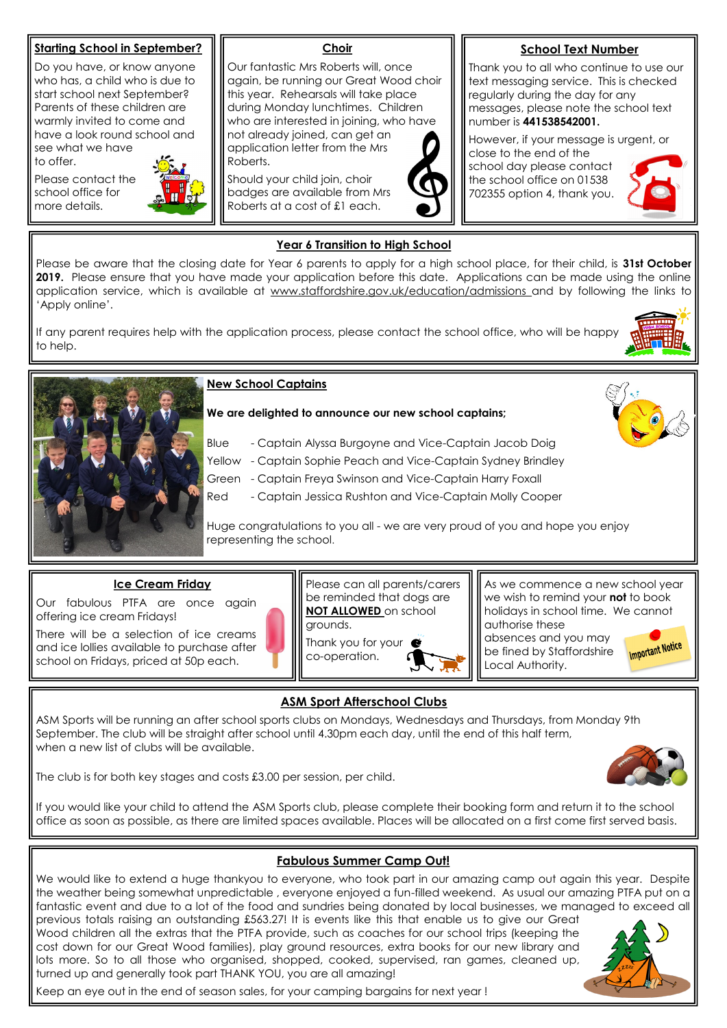## Starting School in September?

Do you have, or know anyone who has, a child who is due to start school next September? Parents of these children are warmly invited to come and have a look round school and see what we have to offer.

Please contact the school office for more details.

## Choir

Our fantastic Mrs Roberts will, once again, be running our Great Wood choir this year. Rehearsals will take place during Monday lunchtimes. Children who are interested in joining, who have not already joined, can get an application letter from the Mrs Roberts.

Should your child join, choir badges are available from Mrs Roberts at a cost of £1 each.

## School Text Number

Thank you to all who continue to use our text messaging service. This is checked regularly during the day for any messages, please note the school text number is **441538542001.**

However, if your message is urgent, or close to the end of the school day please contact the school office on 01538 702355 option 4, thank you.

## Year 6 Transition to High School

Please be aware that the closing date for Year 6 parents to apply for a high school place, for their child, is **31st October 2019.** Please ensure that you have made your application before this date. Applications can be made using the online application service, which is available at www.staffordshire.gov.uk/education/admissions and by following the links to 'Apply online'.

If any parent requires help with the application process, please contact the school office, who will be happy to help.

## New School Captains

**We are delighted to announce our new school captains;**

- Blue - Captain Alyssa Burgoyne and Vice-Captain Jacob Doig
- Yellow - Captain Sophie Peach and Vice-Captain Sydney Brindley
- Green - Captain Freya Swinson and Vice-Captain Harry Foxall
- Red - Captain Jessica Rushton and Vice-Captain Molly Cooper

Huge congratulations to you all - we are very proud of you and hope you enjoy representing the school.

## Ice Cream Friday

Our fabulous PTFA are once again offering ice cream Fridays!

There will be a selection of ice creams and ice lollies available to purchase after school on Fridays, priced at 50p each.

Please can all parents/carers be reminded that dogs are **NOT ALLOWED** on school grounds.

Thank you for your co-operation.

As we commence a new school year we wish to remind your **not** to book holidays in school time. We cannot authorise these absences and you may be fined by Staffordshire Local Authority.

## ASM Sport Afterschool Clubs

ASM Sports will be running an after school sports clubs on Mondays, Wednesdays and Thursdays, from Monday 9th September. The club will be straight after school until 4.30pm each day, until the end of this half term, when a new list of clubs will be available.

The club is for both key stages and costs £3.00 per session, per child.

If you would like your child to attend the ASM Sports club, please complete their booking form and return it to the school office as soon as possible, as there are limited spaces available. Places will be allocated on a first come first served basis.

## Fabulous Summer Camp Out!

We would like to extend a huge thankyou to everyone, who took part in our amazing camp out again this year. Despite the weather being somewhat unpredictable , everyone enjoyed a fun-filled weekend. As usual our amazing PTFA put on a fantastic event and due to a lot of the food and sundries being donated by local businesses, we managed to exceed all previous totals raising an outstanding £563.27! It is events like this that enable us to give our Great Wood children all the extras that the PTFA provide, such as coaches for our school trips (keeping the cost down for our Great Wood families), play ground resources, extra books for our new library and lots more. So to all those who organised, shopped, cooked, supervised, ran games, cleaned up, turned up and generally took part THANK YOU, you are all amazing!

Keep an eye out in the end of season sales, for your camping bargains for next year !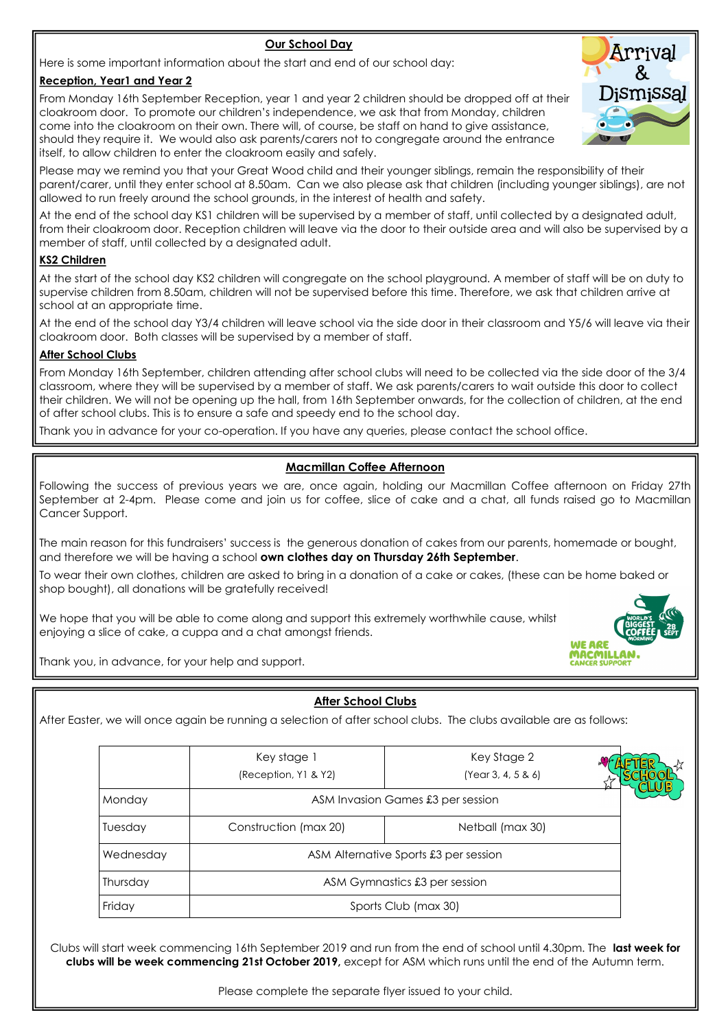## Our School Day

Here is some important information about the start and end of our school day:

**Reception, Year1 and Year 2**

From Monday 16th September Reception, year 1 and year 2 children should be dropped off at their cloakroom door. To promote our children's independence, we ask that from Monday, children come into the cloakroom on their own. There will, of course, be staff on hand to give assistance, should they require it. We would also ask parents/carers not to congregate around the entrance itself, to allow children to enter the cloakroom easily and safely.

Please may we remind you that your Great Wood child and their younger siblings, remain the responsibility of their parent/carer, until they enter school at 8.50am. Can we also please ask that children (including younger siblings), are not allowed to run freely around the school grounds, in the interest of health and safety.

At the end of the school day KS1 children will be supervised by a member of staff, until collected by a designated adult, from their cloakroom door. Reception children will leave via the door to their outside area and will also be supervised by a member of staff, until collected by a designated adult.

**KS2 Children**

At the start of the school day KS2 children will congregate on the school playground. A member of staff will be on duty to supervise children from 8.50am, children will not be supervised before this time. Therefore, we ask that children arrive at school at an appropriate time.

At the end of the school day Y3/4 children will leave school via the side door in their classroom and Y5/6 will leave via their cloakroom door. Both classes will be supervised by a member of staff.

**After School Clubs**

From Monday 16th September, children attending after school clubs will need to be collected via the side door of the 3/4 classroom, where they will be supervised by a member of staff. We ask parents/carers to wait outside this door to collect their children. We will not be opening up the hall, from 16th September onwards, for the collection of children, at the end of after school clubs. This is to ensure a safe and speedy end to the school day.

Thank you in advance for your co-operation. If you have any queries, please contact the school office.

## Macmillan Coffee Afternoon

Following the success of previous years we are, once again, holding our Macmillan Coffee afternoon on Friday 27th September at 2-4pm. Please come and join us for coffee, slice of cake and a chat, all funds raised go to Macmillan Cancer Support.

The main reason for this fundraisers' success is the generous donation of cakes from our parents, homemade or bought, and therefore we will be having a school **own clothes day on Thursday 26th September**.

To wear their own clothes, children are asked to bring in a donation of a cake or cakes, (these can be home baked or shop bought), all donations will be gratefully received!

We hope that you will be able to come along and support this extremely worthwhile cause, whilst enjoying a slice of cake, a cuppa and a chat amongst friends.

Thank you, in advance, for your help and support.

## After School Clubs

After Easter, we will once again be running a selection of after school clubs. The clubs available are as follows:

| | Key stage 1 (Reception, Y1 & Y2) | Key Stage 2 (Year 3, 4, 5 & 6) |
|---|---|---|
| Monday | ASM Invasion Games £3 per session | |
| Tuesday | Construction (max 20) | Netball (max 30) |
| Wednesday | ASM Alternative Sports £3 per session | |
| Thursday | ASM Gymnastics £3 per session | |
| Friday | Sports Club (max 30) | |

Clubs will start week commencing 16th September 2019 and run from the end of school until 4.30pm. The **last week for clubs will be week commencing 21st October 2019,** except for ASM which runs until the end of the Autumn term.

Please complete the separate flyer issued to your child.